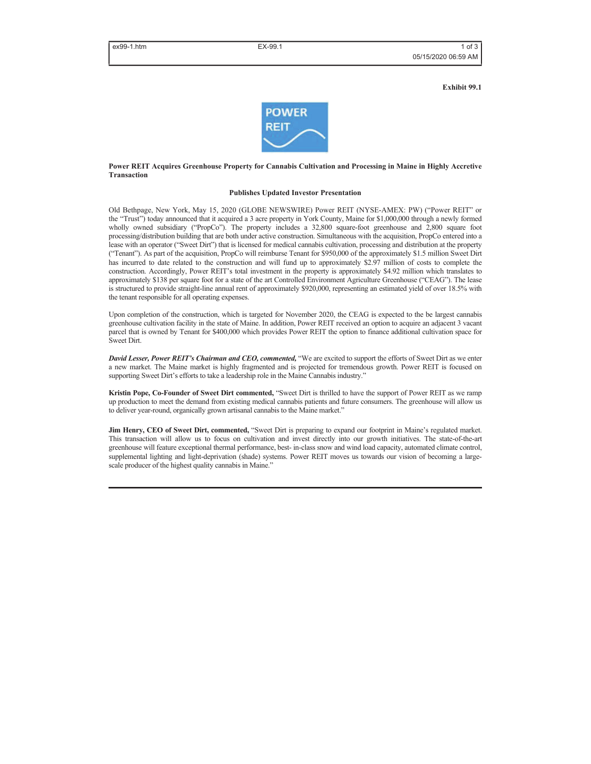**Exhibit 99.1**

POWER REIT

**Power REIT Acquires Greenhouse Property for Cannabis Cultivation and Processing in Maine in Highly Accretive Transaction**

**Publishes Updated Investor Presentation**

Old Bethpage, New York, May 15, 2020 (GLOBE NEWSWIRE) Power REIT (NYSE-AMEX: PW) ("Power REIT" or the "Trust") today announced that it acquired a 3 acre property in York County, Maine for $1,000,000 through a newly formed wholly owned subsidiary ("PropCo"). The property includes a 32,800 square-foot greenhouse and 2,800 square foot processing/distribution building that are both under active construction. Simultaneous with the acquisition, PropCo entered into a lease with an operator ("Sweet Dirt") that is licensed for medical cannabis cultivation, processing and distribution at the property ("Tenant"). As part of the acquisition, PropCo will reimburse Tenant for $950,000 of the approximately $1.5 million Sweet Dirt has incurred to date related to the construction and will fund up to approximately $2.97 million of costs to complete the construction. Accordingly, Power REIT's total investment in the property is approximately $4.92 million which translates to approximately $138 per square foot for a state of the art Controlled Environment Agriculture Greenhouse ("CEAG"). The lease is structured to provide straight-line annual rent of approximately $920,000, representing an estimated yield of over 18.5% with the tenant responsible for all operating expenses.

Upon completion of the construction, which is targeted for November 2020, the CEAG is expected to the be largest cannabis greenhouse cultivation facility in the state of Maine. In addition, Power REIT received an option to acquire an adjacent 3 vacant parcel that is owned by Tenant for $400,000 which provides Power REIT the option to finance additional cultivation space for Sweet Dirt.

***David Lesser, Power REIT's Chairman and CEO, commented,*** "We are excited to support the efforts of Sweet Dirt as we enter a new market. The Maine market is highly fragmented and is projected for tremendous growth. Power REIT is focused on supporting Sweet Dirt's efforts to take a leadership role in the Maine Cannabis industry."

**Kristin Pope, Co-Founder of Sweet Dirt commented,** "Sweet Dirt is thrilled to have the support of Power REIT as we ramp up production to meet the demand from existing medical cannabis patients and future consumers. The greenhouse will allow us to deliver year-round, organically grown artisanal cannabis to the Maine market."

**Jim Henry, CEO of Sweet Dirt, commented,** "Sweet Dirt is preparing to expand our footprint in Maine's regulated market. This transaction will allow us to focus on cultivation and invest directly into our growth initiatives. The state-of-the-art greenhouse will feature exceptional thermal performance, best- in-class snow and wind load capacity, automated climate control, supplemental lighting and light-deprivation (shade) systems. Power REIT moves us towards our vision of becoming a large-scale producer of the highest quality cannabis in Maine."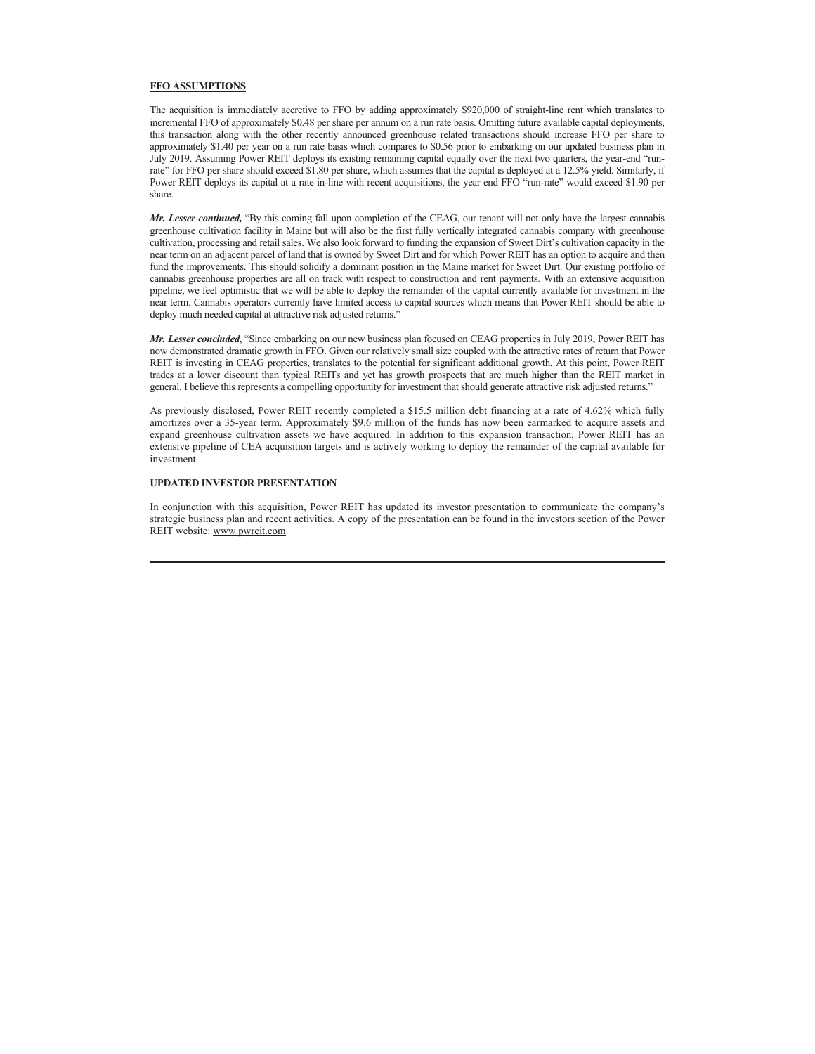**FFO ASSUMPTIONS**

The acquisition is immediately accretive to FFO by adding approximately $920,000 of straight-line rent which translates to incremental FFO of approximately $0.48 per share per annum on a run rate basis. Omitting future available capital deployments, this transaction along with the other recently announced greenhouse related transactions should increase FFO per share to approximately $1.40 per year on a run rate basis which compares to $0.56 prior to embarking on our updated business plan in July 2019. Assuming Power REIT deploys its existing remaining capital equally over the next two quarters, the year-end "run-rate" for FFO per share should exceed $1.80 per share, which assumes that the capital is deployed at a 12.5% yield. Similarly, if Power REIT deploys its capital at a rate in-line with recent acquisitions, the year end FFO "run-rate" would exceed $1.90 per share.

***Mr. Lesser continued,*** "By this coming fall upon completion of the CEAG, our tenant will not only have the largest cannabis greenhouse cultivation facility in Maine but will also be the first fully vertically integrated cannabis company with greenhouse cultivation, processing and retail sales. We also look forward to funding the expansion of Sweet Dirt's cultivation capacity in the near term on an adjacent parcel of land that is owned by Sweet Dirt and for which Power REIT has an option to acquire and then fund the improvements. This should solidify a dominant position in the Maine market for Sweet Dirt. Our existing portfolio of cannabis greenhouse properties are all on track with respect to construction and rent payments. With an extensive acquisition pipeline, we feel optimistic that we will be able to deploy the remainder of the capital currently available for investment in the near term. Cannabis operators currently have limited access to capital sources which means that Power REIT should be able to deploy much needed capital at attractive risk adjusted returns."

***Mr. Lesser concluded***, "Since embarking on our new business plan focused on CEAG properties in July 2019, Power REIT has now demonstrated dramatic growth in FFO. Given our relatively small size coupled with the attractive rates of return that Power REIT is investing in CEAG properties, translates to the potential for significant additional growth. At this point, Power REIT trades at a lower discount than typical REITs and yet has growth prospects that are much higher than the REIT market in general. I believe this represents a compelling opportunity for investment that should generate attractive risk adjusted returns."

As previously disclosed, Power REIT recently completed a $15.5 million debt financing at a rate of 4.62% which fully amortizes over a 35-year term. Approximately $9.6 million of the funds has now been earmarked to acquire assets and expand greenhouse cultivation assets we have acquired. In addition to this expansion transaction, Power REIT has an extensive pipeline of CEA acquisition targets and is actively working to deploy the remainder of the capital available for investment.

**UPDATED INVESTOR PRESENTATION**

In conjunction with this acquisition, Power REIT has updated its investor presentation to communicate the company's strategic business plan and recent activities. A copy of the presentation can be found in the investors section of the Power REIT website: www.pwreit.com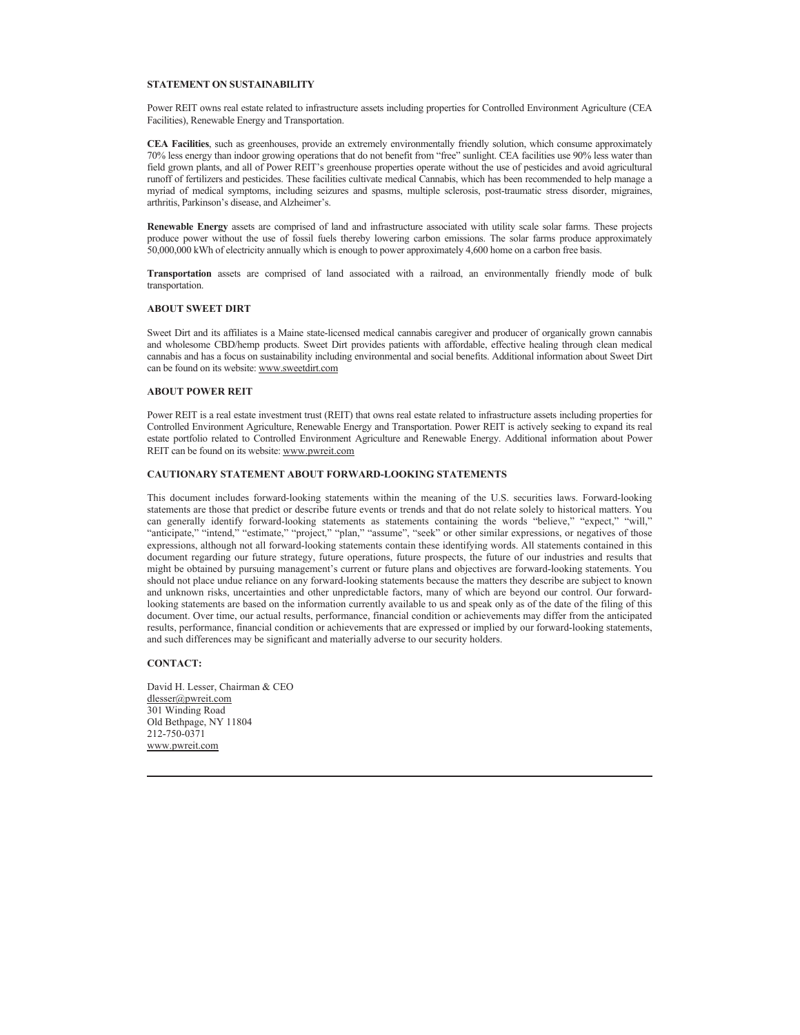**STATEMENT ON SUSTAINABILITY**

Power REIT owns real estate related to infrastructure assets including properties for Controlled Environment Agriculture (CEA Facilities), Renewable Energy and Transportation.

**CEA Facilities**, such as greenhouses, provide an extremely environmentally friendly solution, which consume approximately 70% less energy than indoor growing operations that do not benefit from "free" sunlight. CEA facilities use 90% less water than field grown plants, and all of Power REIT's greenhouse properties operate without the use of pesticides and avoid agricultural runoff of fertilizers and pesticides. These facilities cultivate medical Cannabis, which has been recommended to help manage a myriad of medical symptoms, including seizures and spasms, multiple sclerosis, post-traumatic stress disorder, migraines, arthritis, Parkinson's disease, and Alzheimer's.

**Renewable Energy** assets are comprised of land and infrastructure associated with utility scale solar farms. These projects produce power without the use of fossil fuels thereby lowering carbon emissions. The solar farms produce approximately 50,000,000 kWh of electricity annually which is enough to power approximately 4,600 home on a carbon free basis.

**Transportation** assets are comprised of land associated with a railroad, an environmentally friendly mode of bulk transportation.

**ABOUT SWEET DIRT**

Sweet Dirt and its affiliates is a Maine state-licensed medical cannabis caregiver and producer of organically grown cannabis and wholesome CBD/hemp products. Sweet Dirt provides patients with affordable, effective healing through clean medical cannabis and has a focus on sustainability including environmental and social benefits. Additional information about Sweet Dirt can be found on its website: www.sweetdirt.com

**ABOUT POWER REIT**

Power REIT is a real estate investment trust (REIT) that owns real estate related to infrastructure assets including properties for Controlled Environment Agriculture, Renewable Energy and Transportation. Power REIT is actively seeking to expand its real estate portfolio related to Controlled Environment Agriculture and Renewable Energy. Additional information about Power REIT can be found on its website: www.pwreit.com

**CAUTIONARY STATEMENT ABOUT FORWARD-LOOKING STATEMENTS**

This document includes forward-looking statements within the meaning of the U.S. securities laws. Forward-looking statements are those that predict or describe future events or trends and that do not relate solely to historical matters. You can generally identify forward-looking statements as statements containing the words "believe," "expect," "will," "anticipate," "intend," "estimate," "project," "plan," "assume", "seek" or other similar expressions, or negatives of those expressions, although not all forward-looking statements contain these identifying words. All statements contained in this document regarding our future strategy, future operations, future prospects, the future of our industries and results that might be obtained by pursuing management's current or future plans and objectives are forward-looking statements. You should not place undue reliance on any forward-looking statements because the matters they describe are subject to known and unknown risks, uncertainties and other unpredictable factors, many of which are beyond our control. Our forward-looking statements are based on the information currently available to us and speak only as of the date of the filing of this document. Over time, our actual results, performance, financial condition or achievements may differ from the anticipated results, performance, financial condition or achievements that are expressed or implied by our forward-looking statements, and such differences may be significant and materially adverse to our security holders.

**CONTACT:**

David H. Lesser, Chairman & CEO
dlesser@pwreit.com
301 Winding Road
Old Bethpage, NY 11804
212-750-0371
www.pwreit.com